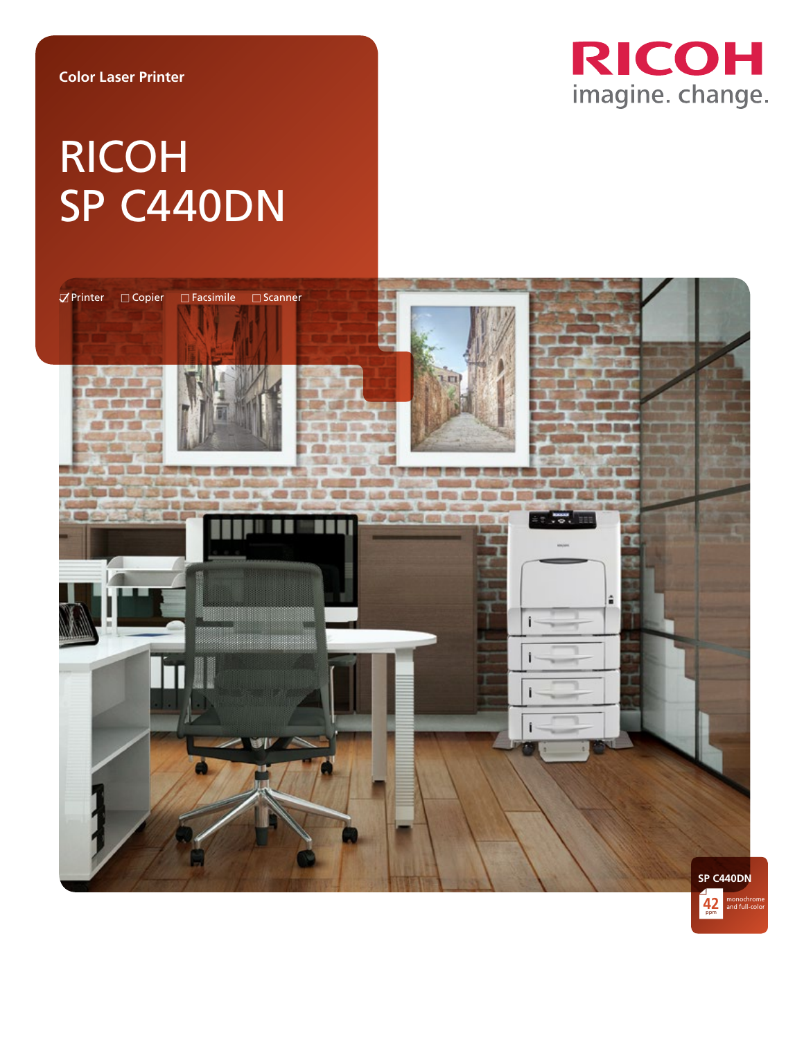Color Laser Printer

# RICOH SP C440DN

RICOH
imagine. change.

☑ Printer ☐ Copier ☐ Facsimile ☐ Scanner

SP C440DN

42 ppm monochrome and full-color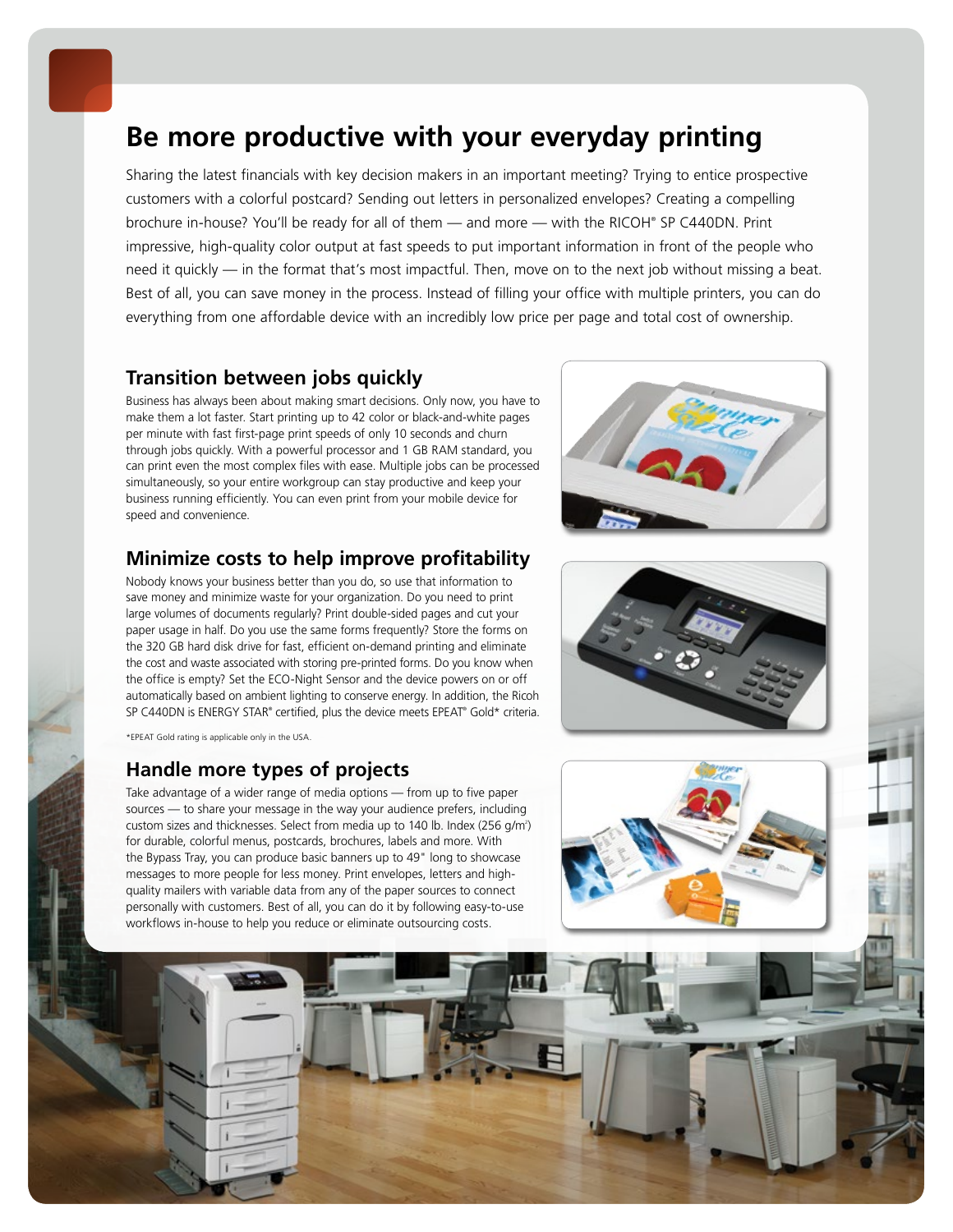# Be more productive with your everyday printing

Sharing the latest financials with key decision makers in an important meeting? Trying to entice prospective customers with a colorful postcard? Sending out letters in personalized envelopes? Creating a compelling brochure in-house? You'll be ready for all of them — and more — with the RICOH® SP C440DN. Print impressive, high-quality color output at fast speeds to put important information in front of the people who need it quickly — in the format that's most impactful. Then, move on to the next job without missing a beat. Best of all, you can save money in the process. Instead of filling your office with multiple printers, you can do everything from one affordable device with an incredibly low price per page and total cost of ownership.

## Transition between jobs quickly

Business has always been about making smart decisions. Only now, you have to make them a lot faster. Start printing up to 42 color or black-and-white pages per minute with fast first-page print speeds of only 10 seconds and churn through jobs quickly. With a powerful processor and 1 GB RAM standard, you can print even the most complex files with ease. Multiple jobs can be processed simultaneously, so your entire workgroup can stay productive and keep your business running efficiently. You can even print from your mobile device for speed and convenience.

## Minimize costs to help improve profitability

Nobody knows your business better than you do, so use that information to save money and minimize waste for your organization. Do you need to print large volumes of documents regularly? Print double-sided pages and cut your paper usage in half. Do you use the same forms frequently? Store the forms on the 320 GB hard disk drive for fast, efficient on-demand printing and eliminate the cost and waste associated with storing pre-printed forms. Do you know when the office is empty? Set the ECO-Night Sensor and the device powers on or off automatically based on ambient lighting to conserve energy. In addition, the Ricoh SP C440DN is ENERGY STAR® certified, plus the device meets EPEAT® Gold* criteria.

*EPEAT Gold rating is applicable only in the USA.

## Handle more types of projects

Take advantage of a wider range of media options — from up to five paper sources — to share your message in the way your audience prefers, including custom sizes and thicknesses. Select from media up to 140 lb. Index (256 g/m²) for durable, colorful menus, postcards, brochures, labels and more. With the Bypass Tray, you can produce basic banners up to 49" long to showcase messages to more people for less money. Print envelopes, letters and high-quality mailers with variable data from any of the paper sources to connect personally with customers. Best of all, you can do it by following easy-to-use workflows in-house to help you reduce or eliminate outsourcing costs.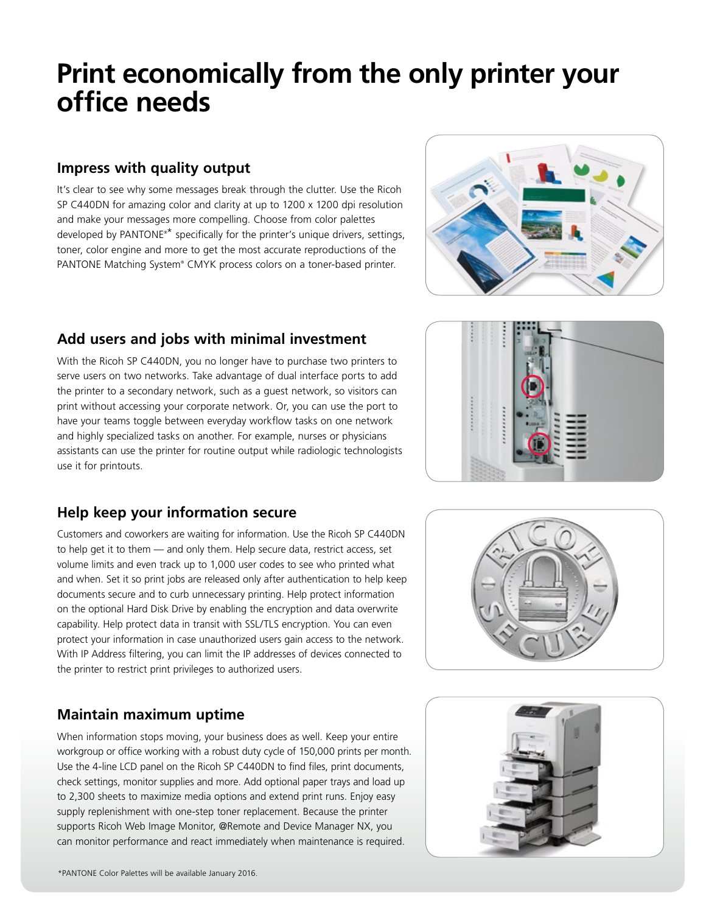# Print economically from the only printer your office needs

## Impress with quality output

It's clear to see why some messages break through the clutter. Use the Ricoh SP C440DN for amazing color and clarity at up to 1200 x 1200 dpi resolution and make your messages more compelling. Choose from color palettes developed by PANTONE®* specifically for the printer's unique drivers, settings, toner, color engine and more to get the most accurate reproductions of the PANTONE Matching System® CMYK process colors on a toner-based printer.

## Add users and jobs with minimal investment

With the Ricoh SP C440DN, you no longer have to purchase two printers to serve users on two networks. Take advantage of dual interface ports to add the printer to a secondary network, such as a guest network, so visitors can print without accessing your corporate network. Or, you can use the port to have your teams toggle between everyday workflow tasks on one network and highly specialized tasks on another. For example, nurses or physicians assistants can use the printer for routine output while radiologic technologists use it for printouts.

## Help keep your information secure

Customers and coworkers are waiting for information. Use the Ricoh SP C440DN to help get it to them — and only them. Help secure data, restrict access, set volume limits and even track up to 1,000 user codes to see who printed what and when. Set it so print jobs are released only after authentication to help keep documents secure and to curb unnecessary printing. Help protect information on the optional Hard Disk Drive by enabling the encryption and data overwrite capability. Help protect data in transit with SSL/TLS encryption. You can even protect your information in case unauthorized users gain access to the network. With IP Address filtering, you can limit the IP addresses of devices connected to the printer to restrict print privileges to authorized users.

## Maintain maximum uptime

When information stops moving, your business does as well. Keep your entire workgroup or office working with a robust duty cycle of 150,000 prints per month. Use the 4-line LCD panel on the Ricoh SP C440DN to find files, print documents, check settings, monitor supplies and more. Add optional paper trays and load up to 2,300 sheets to maximize media options and extend print runs. Enjoy easy supply replenishment with one-step toner replacement. Because the printer supports Ricoh Web Image Monitor, @Remote and Device Manager NX, you can monitor performance and react immediately when maintenance is required.

*PANTONE Color Palettes will be available January 2016.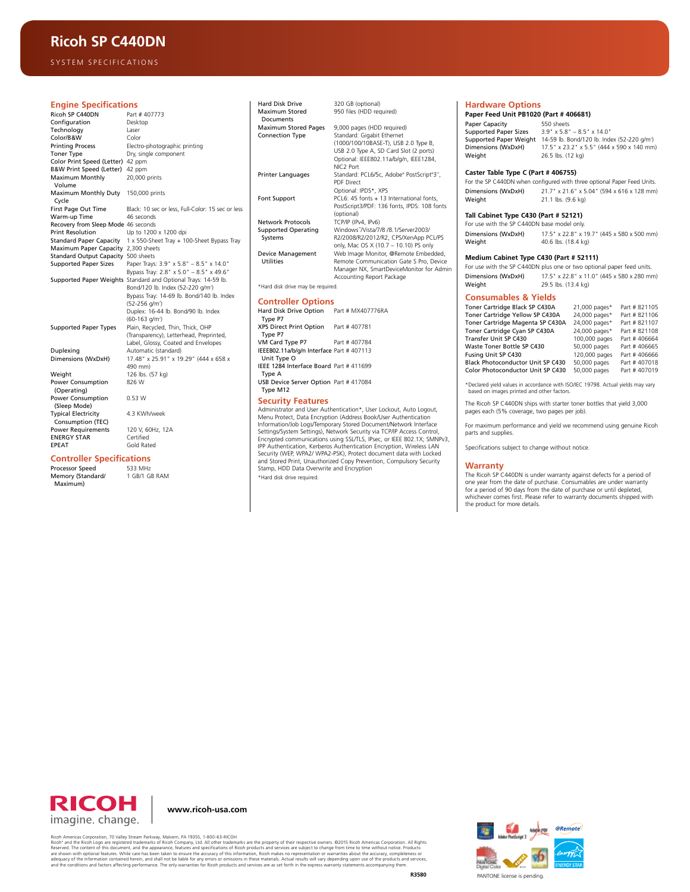# Ricoh SP C440DN

SYSTEM SPECIFICATIONS

## Engine Specifications

| | |
|---|---|
| Ricoh SP C440DN | Part # 407773 |
| Configuration | Desktop |
| Technology | Laser |
| Color/B&W | Color |
| Printing Process | Electro-photographic printing |
| Toner Type | Dry, single component |
| Color Print Speed (Letter) | 42 ppm |
| B&W Print Speed (Letter) | 42 ppm |
| Maximum Monthly Volume | 20,000 prints |
| Maximum Monthly Duty Cycle | 150,000 prints |
| First Page Out Time | Black: 10 sec or less, Full-Color: 15 sec or less |
| Warm-up Time | 46 seconds |
| Recovery from Sleep Mode | 46 seconds |
| Print Resolution | Up to 1200 x 1200 dpi |
| Standard Paper Capacity | 1 x 550-Sheet Tray + 100-Sheet Bypass Tray |
| Maximum Paper Capacity | 2,300 sheets |
| Standard Output Capacity | 500 sheets |
| Supported Paper Sizes | Paper Trays: 3.9" x 5.8" – 8.5" x 14.0" Bypass Tray: 2.8" x 5.0" – 8.5" x 49.6" |
| Supported Paper Weights | Standard and Optional Trays: 14-59 lb. Bond/120 lb. Index (52-220 g/m²) Bypass Tray: 14-69 lb. Bond/140 lb. Index (52-256 g/m²) Duplex: 16-44 lb. Bond/90 lb. Index (60-163 g/m²) |
| Supported Paper Types | Plain, Recycled, Thin, Thick, OHP (Transparency), Letterhead, Preprinted, Label, Glossy, Coated and Envelopes |
| Duplexing | Automatic (standard) |
| Dimensions (WxDxH) | 17.48" x 25.91" x 19.29" (444 x 658 x 490 mm) |
| Weight | 126 lbs. (57 kg) |
| Power Consumption (Operating) | 826 W |
| Power Consumption (Sleep Mode) | 0.53 W |
| Typical Electricity Consumption (TEC) | 4.3 KWh/week |
| Power Requirements | 120 V, 60Hz, 12A |
| ENERGY STAR | Certified |
| EPEAT | Gold Rated |

## Controller Specifications

| | |
|---|---|
| Processor Speed | 533 MHz |
| Memory (Standard/ Maximum) | 1 GB/1 GB RAM |
| Hard Disk Drive | 320 GB (optional) |
| Maximum Stored Documents | 950 files (HDD required) |
| Maximum Stored Pages | 9,000 pages (HDD required) |
| Connection Type | Standard: Gigabit Ethernet (1000/100/10BASE-T), USB 2.0 Type B, USB 2.0 Type A, SD Card Slot (2 ports) Optional: IEEE802.11a/b/g/n, IEEE1284, NIC2 Port |
| Printer Languages | Standard: PCL6/5c, Adobe® PostScript®3™, PDF Direct Optional: IPDS*, XPS |
| Font Support | PCL6: 45 fonts + 13 International fonts, PostScript3/PDF: 136 fonts, IPDS: 108 fonts (optional) |
| Network Protocols | TCP/IP (IPv4, IPv6) |
| Supported Operating Systems | Windows®/Vista/7/8 /8.1/Server2003/ R2/2008/R2/2012/R2, CPS/XenApp PCL/PS only, Mac OS X (10.7 – 10.10) PS only |
| Device Management Utilities | Web Image Monitor, @Remote Embedded, Remote Communication Gate S Pro, Device Manager NX, SmartDeviceMonitor for Admin Accounting Report Package |

*Hard disk drive may be required.

## Controller Options

| | |
|---|---|
| Hard Disk Drive Option Type P7 | Part # MX407776RA |
| XPS Direct Print Option Type P7 | Part # 407781 |
| VM Card Type P7 | Part # 407784 |
| IEEE802.11a/b/g/n Interface Unit Type O | Part # 407113 |
| IEEE 1284 Interface Board Type A | Part # 411699 |
| USB Device Server Option Type M12 | Part # 417084 |

## Security Features

Administrator and User Authentication*, User Lockout, Auto Logout, Menu Protect, Data Encryption (Address Book/User Authentication Information/Job Logs/Temporary Stored Document/Network Interface Settings/System Settings), Network Security via TCP/IP Access Control, Encrypted communications using SSL/TLS, IPsec, or IEEE 802.1X; SMNPv3, IPP Authentication, Kerberos Authentication Encryption, Wireless LAN Security (WEP, WPA2/ WPA2-PSK), Protect document data with Locked and Stored Print, Unauthorized Copy Prevention, Compulsory Security Stamp, HDD Data Overwrite and Encryption

*Hard disk drive required.

## Hardware Options

### Paper Feed Unit PB1020 (Part # 406681)

| | |
|---|---|
| Paper Capacity | 550 sheets |
| Supported Paper Sizes | 3.9" x 5.8" – 8.5" x 14.0" |
| Supported Paper Weight | 14-59 lb. Bond/120 lb. Index (52-220 g/m²) |
| Dimensions (WxDxH) | 17.5" x 23.2" x 5.5" (444 x 590 x 140 mm) |
| Weight | 26.5 lbs. (12 kg) |

### Caster Table Type C (Part # 406755)

For the SP C440DN when configured with three optional Paper Feed Units.

| | |
|---|---|
| Dimensions (WxDxH) | 21.7" x 21.6" x 5.04" (594 x 616 x 128 mm) |
| Weight | 21.1 lbs. (9.6 kg) |

### Tall Cabinet Type C430 (Part # 52121)

For use with the SP C440DN base model only.

| | |
|---|---|
| Dimensions (WxDxH) | 17.5" x 22.8" x 19.7" (445 x 580 x 500 mm) |
| Weight | 40.6 lbs. (18.4 kg) |

### Medium Cabinet Type C430 (Part # 52111)

For use with the SP C440DN plus one or two optional paper feed units.

| | |
|---|---|
| Dimensions (WxDxH) | 17.5" x 22.8" x 11.0" (445 x 580 x 280 mm) |
| Weight | 29.5 lbs. (13.4 kg) |

## Consumables & Yields

| | | |
|---|---|---|
| Toner Cartridge Black SP C430A | 21,000 pages* | Part # 821105 |
| Toner Cartridge Yellow SP C430A | 24,000 pages* | Part # 821106 |
| Toner Cartridge Magenta SP C430A | 24,000 pages* | Part # 821107 |
| Toner Cartridge Cyan SP C430A | 24,000 pages* | Part # 821108 |
| Transfer Unit SP C430 | 100,000 pages | Part # 406664 |
| Waste Toner Bottle SP C430 | 50,000 pages | Part # 406665 |
| Fusing Unit SP C430 | 120,000 pages | Part # 406666 |
| Black Photoconductor Unit SP C430 | 50,000 pages | Part # 407018 |
| Color Photoconductor Unit SP C430 | 50,000 pages | Part # 407019 |

*Declared yield values in accordance with ISO/IEC 19798. Actual yields may vary based on images printed and other factors.

The Ricoh SP C440DN ships with starter toner bottles that yield 3,000 pages each (5% coverage, two pages per job).

For maximum performance and yield we recommend using genuine Ricoh parts and supplies.

Specifications subject to change without notice.

## Warranty

The Ricoh SP C440DN is under warranty against defects for a period of one year from the date of purchase. Consumables are under warranty for a period of 90 days from the date of purchase or until depleted, whichever comes first. Please refer to warranty documents shipped with the product for more details.

RICOH imagine. change.

www.ricoh-usa.com

Ricoh Americas Corporation, 70 Valley Stream Parkway, Malvern, PA 19355, 1-800-63-RICOH
Ricoh® and the Ricoh Logo are registered trademarks of Ricoh Company, Ltd. All other trademarks are the property of their respective owners. ©2015 Ricoh Americas Corporation. All Rights Reserved. The content of this document, and the appearance, features and specifications of Ricoh products and services are subject to change from time to time without notice. Products are shown with optional features. While care has been taken to ensure the accuracy of this information, Ricoh makes no representation or warranties about the accuracy, completeness or adequacy of the information contained herein, and shall not be liable for any errors or omissions in these materials. Actual results will vary depending upon use of the products and services, and the conditions and factors affecting performance. The only warranties for Ricoh products and services are as set forth in the express warranty statements accompanying them.

R3580

PANTONE license is pending.